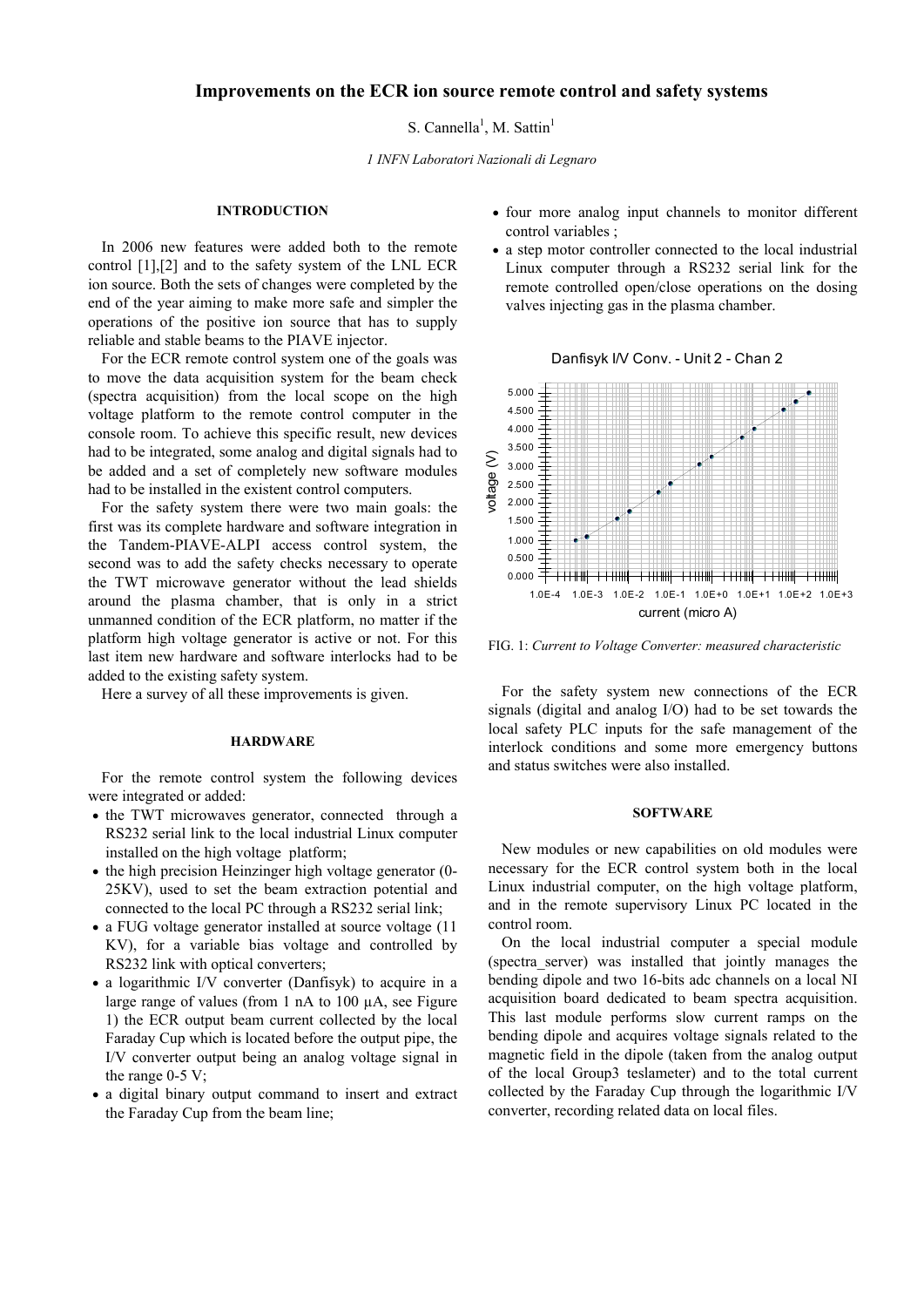# Improvements on the ECR ion source remote control and safety systems

S. Cannella[1], M. Sattin[1]

*1 INFN Laboratori Nazionali di Legnaro*

## INTRODUCTION

In 2006 new features were added both to the remote control [1],[2] and to the safety system of the LNL ECR ion source. Both the sets of changes were completed by the end of the year aiming to make more safe and simpler the operations of the positive ion source that has to supply reliable and stable beams to the PIAVE injector.

For the ECR remote control system one of the goals was to move the data acquisition system for the beam check (spectra acquisition) from the local scope on the high voltage platform to the remote control computer in the console room. To achieve this specific result, new devices had to be integrated, some analog and digital signals had to be added and a set of completely new software modules had to be installed in the existent control computers.

For the safety system there were two main goals: the first was its complete hardware and software integration in the Tandem-PIAVE-ALPI access control system, the second was to add the safety checks necessary to operate the TWT microwave generator without the lead shields around the plasma chamber, that is only in a strict unmanned condition of the ECR platform, no matter if the platform high voltage generator is active or not. For this last item new hardware and software interlocks had to be added to the existing safety system.

Here a survey of all these improvements is given.

## HARDWARE

For the remote control system the following devices were integrated or added:

- the TWT microwaves generator, connected through a RS232 serial link to the local industrial Linux computer installed on the high voltage platform;
- the high precision Heinzinger high voltage generator (0-25KV), used to set the beam extraction potential and connected to the local PC through a RS232 serial link;
- a FUG voltage generator installed at source voltage (11 KV), for a variable bias voltage and controlled by RS232 link with optical converters;
- a logarithmic I/V converter (Danfisyk) to acquire in a large range of values (from 1 nA to 100 µA, see Figure 1) the ECR output beam current collected by the local Faraday Cup which is located before the output pipe, the I/V converter output being an analog voltage signal in the range 0-5 V;
- a digital binary output command to insert and extract the Faraday Cup from the beam line;
- four more analog input channels to monitor different control variables ;
- a step motor controller connected to the local industrial Linux computer through a RS232 serial link for the remote controlled open/close operations on the dosing valves injecting gas in the plasma chamber.

FIG. 1: *Current to Voltage Converter: measured characteristic*

For the safety system new connections of the ECR signals (digital and analog I/O) had to be set towards the local safety PLC inputs for the safe management of the interlock conditions and some more emergency buttons and status switches were also installed.

## SOFTWARE

New modules or new capabilities on old modules were necessary for the ECR control system both in the local Linux industrial computer, on the high voltage platform, and in the remote supervisory Linux PC located in the control room.

On the local industrial computer a special module (spectra_server) was installed that jointly manages the bending dipole and two 16-bits adc channels on a local NI acquisition board dedicated to beam spectra acquisition. This last module performs slow current ramps on the bending dipole and acquires voltage signals related to the magnetic field in the dipole (taken from the analog output of the local Group3 teslameter) and to the total current collected by the Faraday Cup through the logarithmic I/V converter, recording related data on local files.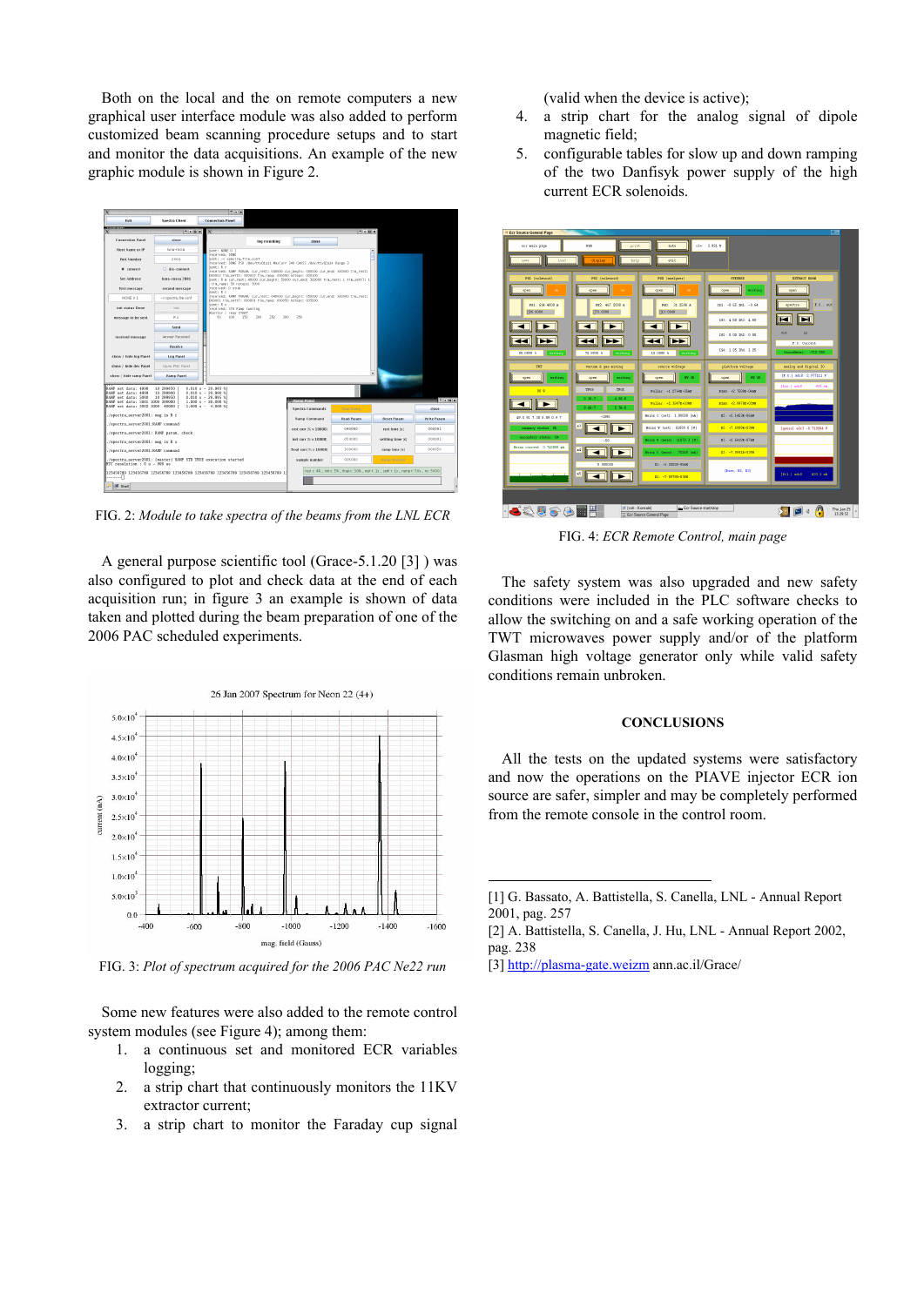Both on the local and the on remote computers a new graphical user interface module was also added to perform customized beam scanning procedure setups and to start and monitor the data acquisitions. An example of the new graphic module is shown in Figure 2.

FIG. 2: *Module to take spectra of the beams from the LNL ECR*

A general purpose scientific tool (Grace-5.1.20 [3] ) was also configured to plot and check data at the end of each acquisition run; in figure 3 an example is shown of data taken and plotted during the beam preparation of one of the 2006 PAC scheduled experiments.

26 Jan 2007 Spectrum for Neon 22 (4+)

current (mA)

$5.0{\times}10^4$
$4.5{\times}10^4$
$4.0{\times}10^4$
$3.5{\times}10^4$
$3.0{\times}10^4$
$2.5{\times}10^4$
$2.0{\times}10^4$
$1.5{\times}10^4$
$1.0{\times}10^4$
$5.0{\times}10^3$
0.0

-400 -600 -800 -1000 -1200 -1400 -1600

mag. field (Gauss)

FIG. 3: *Plot of spectrum acquired for the 2006 PAC Ne22 run*

Some new features were also added to the remote control system modules (see Figure 4); among them:

1. a continuous set and monitored ECR variables logging;
2. a strip chart that continuously monitors the 11KV extractor current;
3. a strip chart to monitor the Faraday cup signal (valid when the device is active);
4. a strip chart for the analog signal of dipole magnetic field;
5. configurable tables for slow up and down ramping of the two Danfisyk power supply of the high current ECR solenoids.

FIG. 4: *ECR Remote Control, main page*

The safety system was also upgraded and new safety conditions were included in the PLC software checks to allow the switching on and a safe working operation of the TWT microwaves power supply and/or of the platform Glasman high voltage generator only while valid safety conditions remain unbroken.

## CONCLUSIONS

All the tests on the updated systems were satisfactory and now the operations on the PIAVE injector ECR ion source are safer, simpler and may be completely performed from the remote console in the control room.

---

[1] G. Bassato, A. Battistella, S. Canella, LNL - Annual Report 2001, pag. 257

[2] A. Battistella, S. Canella, J. Hu, LNL - Annual Report 2002, pag. 238

[3] http://plasma-gate.weizm ann.ac.il/Grace/